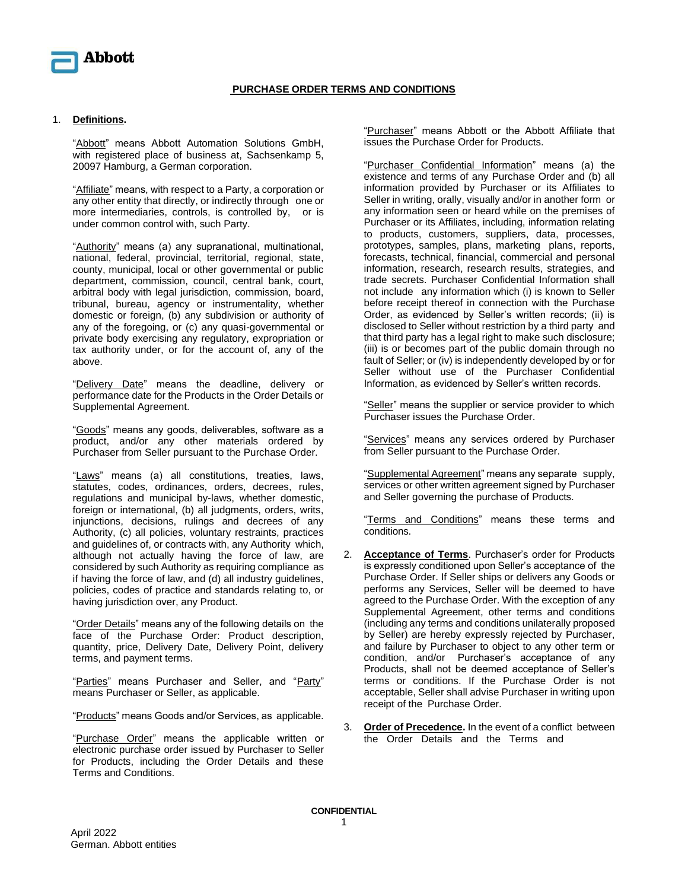**PURCHASE ORDER TERMS AND CONDITIONS**

1. **Definitions.**

   "Abbott" means Abbott Automation Solutions GmbH, with registered place of business at, Sachsenkamp 5, 20097 Hamburg, a German corporation.

   "Affiliate" means, with respect to a Party, a corporation or any other entity that directly, or indirectly through one or more intermediaries, controls, is controlled by, or is under common control with, such Party.

   "Authority" means (a) any supranational, multinational, national, federal, provincial, territorial, regional, state, county, municipal, local or other governmental or public department, commission, council, central bank, court, arbitral body with legal jurisdiction, commission, board, tribunal, bureau, agency or instrumentality, whether domestic or foreign, (b) any subdivision or authority of any of the foregoing, or (c) any quasi-governmental or private body exercising any regulatory, expropriation or tax authority under, or for the account of, any of the above.

   "Delivery Date" means the deadline, delivery or performance date for the Products in the Order Details or Supplemental Agreement.

   "Goods" means any goods, deliverables, software as a product, and/or any other materials ordered by Purchaser from Seller pursuant to the Purchase Order.

   "Laws" means (a) all constitutions, treaties, laws, statutes, codes, ordinances, orders, decrees, rules, regulations and municipal by-laws, whether domestic, foreign or international, (b) all judgments, orders, writs, injunctions, decisions, rulings and decrees of any Authority, (c) all policies, voluntary restraints, practices and guidelines of, or contracts with, any Authority which, although not actually having the force of law, are considered by such Authority as requiring compliance as if having the force of law, and (d) all industry guidelines, policies, codes of practice and standards relating to, or having jurisdiction over, any Product.

   "Order Details" means any of the following details on the face of the Purchase Order: Product description, quantity, price, Delivery Date, Delivery Point, delivery terms, and payment terms.

   "Parties" means Purchaser and Seller, and "Party" means Purchaser or Seller, as applicable.

   "Products" means Goods and/or Services, as applicable.

   "Purchase Order" means the applicable written or electronic purchase order issued by Purchaser to Seller for Products, including the Order Details and these Terms and Conditions.

   "Purchaser" means Abbott or the Abbott Affiliate that issues the Purchase Order for Products.

   "Purchaser Confidential Information" means (a) the existence and terms of any Purchase Order and (b) all information provided by Purchaser or its Affiliates to Seller in writing, orally, visually and/or in another form or any information seen or heard while on the premises of Purchaser or its Affiliates, including, information relating to products, customers, suppliers, data, processes, prototypes, samples, plans, marketing plans, reports, forecasts, technical, financial, commercial and personal information, research, research results, strategies, and trade secrets. Purchaser Confidential Information shall not include any information which (i) is known to Seller before receipt thereof in connection with the Purchase Order, as evidenced by Seller's written records; (ii) is disclosed to Seller without restriction by a third party and that third party has a legal right to make such disclosure; (iii) is or becomes part of the public domain through no fault of Seller; or (iv) is independently developed by or for Seller without use of the Purchaser Confidential Information, as evidenced by Seller's written records.

   "Seller" means the supplier or service provider to which Purchaser issues the Purchase Order.

   "Services" means any services ordered by Purchaser from Seller pursuant to the Purchase Order.

   "Supplemental Agreement" means any separate supply, services or other written agreement signed by Purchaser and Seller governing the purchase of Products.

   "Terms and Conditions" means these terms and conditions.

2. **Acceptance of Terms**. Purchaser's order for Products is expressly conditioned upon Seller's acceptance of the Purchase Order. If Seller ships or delivers any Goods or performs any Services, Seller will be deemed to have agreed to the Purchase Order. With the exception of any Supplemental Agreement, other terms and conditions (including any terms and conditions unilaterally proposed by Seller) are hereby expressly rejected by Purchaser, and failure by Purchaser to object to any other term or condition, and/or Purchaser's acceptance of any Products, shall not be deemed acceptance of Seller's terms or conditions. If the Purchase Order is not acceptable, Seller shall advise Purchaser in writing upon receipt of the Purchase Order.

3. **Order of Precedence.** In the event of a conflict between the Order Details and the Terms and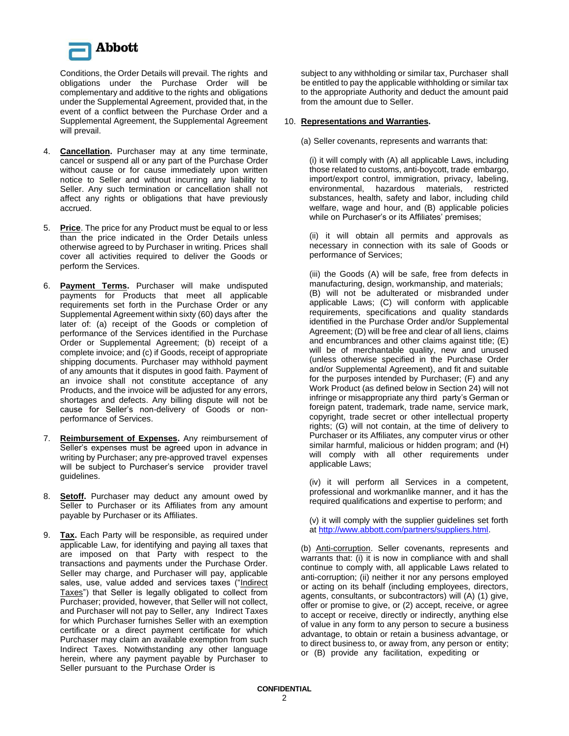Conditions, the Order Details will prevail. The rights and obligations under the Purchase Order will be complementary and additive to the rights and obligations under the Supplemental Agreement, provided that, in the event of a conflict between the Purchase Order and a Supplemental Agreement, the Supplemental Agreement will prevail.

4. **Cancellation.** Purchaser may at any time terminate, cancel or suspend all or any part of the Purchase Order without cause or for cause immediately upon written notice to Seller and without incurring any liability to Seller. Any such termination or cancellation shall not affect any rights or obligations that have previously accrued.

5. **Price**. The price for any Product must be equal to or less than the price indicated in the Order Details unless otherwise agreed to by Purchaser in writing. Prices shall cover all activities required to deliver the Goods or perform the Services.

6. **Payment Terms.** Purchaser will make undisputed payments for Products that meet all applicable requirements set forth in the Purchase Order or any Supplemental Agreement within sixty (60) days after the later of: (a) receipt of the Goods or completion of performance of the Services identified in the Purchase Order or Supplemental Agreement; (b) receipt of a complete invoice; and (c) if Goods, receipt of appropriate shipping documents. Purchaser may withhold payment of any amounts that it disputes in good faith. Payment of an invoice shall not constitute acceptance of any Products, and the invoice will be adjusted for any errors, shortages and defects. Any billing dispute will not be cause for Seller's non-delivery of Goods or non-performance of Services.

7. **Reimbursement of Expenses.** Any reimbursement of Seller's expenses must be agreed upon in advance in writing by Purchaser; any pre-approved travel expenses will be subject to Purchaser's service provider travel guidelines.

8. **Setoff.** Purchaser may deduct any amount owed by Seller to Purchaser or its Affiliates from any amount payable by Purchaser or its Affiliates.

9. **Tax.** Each Party will be responsible, as required under applicable Law, for identifying and paying all taxes that are imposed on that Party with respect to the transactions and payments under the Purchase Order. Seller may charge, and Purchaser will pay, applicable sales, use, value added and services taxes ("Indirect Taxes") that Seller is legally obligated to collect from Purchaser; provided, however, that Seller will not collect, and Purchaser will not pay to Seller, any Indirect Taxes for which Purchaser furnishes Seller with an exemption certificate or a direct payment certificate for which Purchaser may claim an available exemption from such Indirect Taxes. Notwithstanding any other language herein, where any payment payable by Purchaser to Seller pursuant to the Purchase Order is subject to any withholding or similar tax, Purchaser shall be entitled to pay the applicable withholding or similar tax to the appropriate Authority and deduct the amount paid from the amount due to Seller.

10. **Representations and Warranties.**

(a) Seller covenants, represents and warrants that:

(i) it will comply with (A) all applicable Laws, including those related to customs, anti-boycott, trade embargo, import/export control, immigration, privacy, labeling, environmental, hazardous materials, restricted substances, health, safety and labor, including child welfare, wage and hour, and (B) applicable policies while on Purchaser's or its Affiliates' premises;

(ii) it will obtain all permits and approvals as necessary in connection with its sale of Goods or performance of Services;

(iii) the Goods (A) will be safe, free from defects in manufacturing, design, workmanship, and materials; (B) will not be adulterated or misbranded under applicable Laws; (C) will conform with applicable requirements, specifications and quality standards identified in the Purchase Order and/or Supplemental Agreement; (D) will be free and clear of all liens, claims and encumbrances and other claims against title; (E) will be of merchantable quality, new and unused (unless otherwise specified in the Purchase Order and/or Supplemental Agreement), and fit and suitable for the purposes intended by Purchaser; (F) and any Work Product (as defined below in Section 24) will not infringe or misappropriate any third party's German or foreign patent, trademark, trade name, service mark, copyright, trade secret or other intellectual property rights; (G) will not contain, at the time of delivery to Purchaser or its Affiliates, any computer virus or other similar harmful, malicious or hidden program; and (H) will comply with all other requirements under applicable Laws;

(iv) it will perform all Services in a competent, professional and workmanlike manner, and it has the required qualifications and expertise to perform; and

(v) it will comply with the supplier guidelines set forth at http://www.abbott.com/partners/suppliers.html.

(b) Anti-corruption. Seller covenants, represents and warrants that: (i) it is now in compliance with and shall continue to comply with, all applicable Laws related to anti-corruption; (ii) neither it nor any persons employed or acting on its behalf (including employees, directors, agents, consultants, or subcontractors) will (A) (1) give, offer or promise to give, or (2) accept, receive, or agree to accept or receive, directly or indirectly, anything else of value in any form to any person to secure a business advantage, to obtain or retain a business advantage, or to direct business to, or away from, any person or entity; or (B) provide any facilitation, expediting or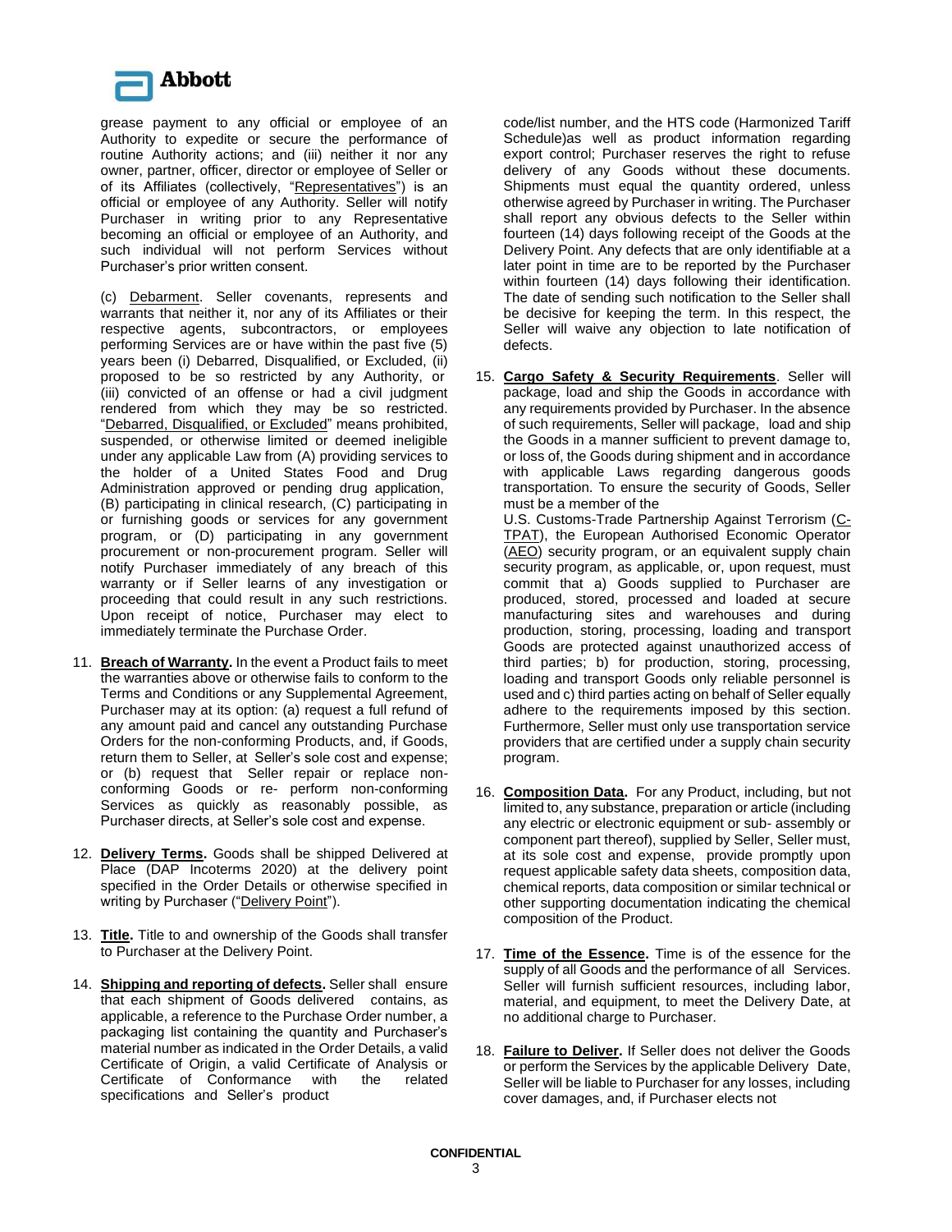grease payment to any official or employee of an Authority to expedite or secure the performance of routine Authority actions; and (iii) neither it nor any owner, partner, officer, director or employee of Seller or of its Affiliates (collectively, "Representatives") is an official or employee of any Authority. Seller will notify Purchaser in writing prior to any Representative becoming an official or employee of an Authority, and such individual will not perform Services without Purchaser's prior written consent.

(c) Debarment. Seller covenants, represents and warrants that neither it, nor any of its Affiliates or their respective agents, subcontractors, or employees performing Services are or have within the past five (5) years been (i) Debarred, Disqualified, or Excluded, (ii) proposed to be so restricted by any Authority, or (iii) convicted of an offense or had a civil judgment rendered from which they may be so restricted. "Debarred, Disqualified, or Excluded" means prohibited, suspended, or otherwise limited or deemed ineligible under any applicable Law from (A) providing services to the holder of a United States Food and Drug Administration approved or pending drug application, (B) participating in clinical research, (C) participating in or furnishing goods or services for any government program, or (D) participating in any government procurement or non-procurement program. Seller will notify Purchaser immediately of any breach of this warranty or if Seller learns of any investigation or proceeding that could result in any such restrictions. Upon receipt of notice, Purchaser may elect to immediately terminate the Purchase Order.

11. **Breach of Warranty.** In the event a Product fails to meet the warranties above or otherwise fails to conform to the Terms and Conditions or any Supplemental Agreement, Purchaser may at its option: (a) request a full refund of any amount paid and cancel any outstanding Purchase Orders for the non-conforming Products, and, if Goods, return them to Seller, at Seller's sole cost and expense; or (b) request that Seller repair or replace non-conforming Goods or re- perform non-conforming Services as quickly as reasonably possible, as Purchaser directs, at Seller's sole cost and expense.

12. **Delivery Terms.** Goods shall be shipped Delivered at Place (DAP Incoterms 2020) at the delivery point specified in the Order Details or otherwise specified in writing by Purchaser ("Delivery Point").

13. **Title.** Title to and ownership of the Goods shall transfer to Purchaser at the Delivery Point.

14. **Shipping and reporting of defects.** Seller shall ensure that each shipment of Goods delivered contains, as applicable, a reference to the Purchase Order number, a packaging list containing the quantity and Purchaser's material number as indicated in the Order Details, a valid Certificate of Origin, a valid Certificate of Analysis or Certificate of Conformance with the related specifications and Seller's product code/list number, and the HTS code (Harmonized Tariff Schedule)as well as product information regarding export control; Purchaser reserves the right to refuse delivery of any Goods without these documents. Shipments must equal the quantity ordered, unless otherwise agreed by Purchaser in writing. The Purchaser shall report any obvious defects to the Seller within fourteen (14) days following receipt of the Goods at the Delivery Point. Any defects that are only identifiable at a later point in time are to be reported by the Purchaser within fourteen (14) days following their identification. The date of sending such notification to the Seller shall be decisive for keeping the term. In this respect, the Seller will waive any objection to late notification of defects.

15. **Cargo Safety & Security Requirements**. Seller will package, load and ship the Goods in accordance with any requirements provided by Purchaser. In the absence of such requirements, Seller will package, load and ship the Goods in a manner sufficient to prevent damage to, or loss of, the Goods during shipment and in accordance with applicable Laws regarding dangerous goods transportation. To ensure the security of Goods, Seller must be a member of the U.S. Customs-Trade Partnership Against Terrorism (C-TPAT), the European Authorised Economic Operator (AEO) security program, or an equivalent supply chain security program, as applicable, or, upon request, must commit that a) Goods supplied to Purchaser are produced, stored, processed and loaded at secure manufacturing sites and warehouses and during production, storing, processing, loading and transport Goods are protected against unauthorized access of third parties; b) for production, storing, processing, loading and transport Goods only reliable personnel is used and c) third parties acting on behalf of Seller equally adhere to the requirements imposed by this section. Furthermore, Seller must only use transportation service providers that are certified under a supply chain security program.

16. **Composition Data.** For any Product, including, but not limited to, any substance, preparation or article (including any electric or electronic equipment or sub- assembly or component part thereof), supplied by Seller, Seller must, at its sole cost and expense, provide promptly upon request applicable safety data sheets, composition data, chemical reports, data composition or similar technical or other supporting documentation indicating the chemical composition of the Product.

17. **Time of the Essence.** Time is of the essence for the supply of all Goods and the performance of all Services. Seller will furnish sufficient resources, including labor, material, and equipment, to meet the Delivery Date, at no additional charge to Purchaser.

18. **Failure to Deliver.** If Seller does not deliver the Goods or perform the Services by the applicable Delivery Date, Seller will be liable to Purchaser for any losses, including cover damages, and, if Purchaser elects not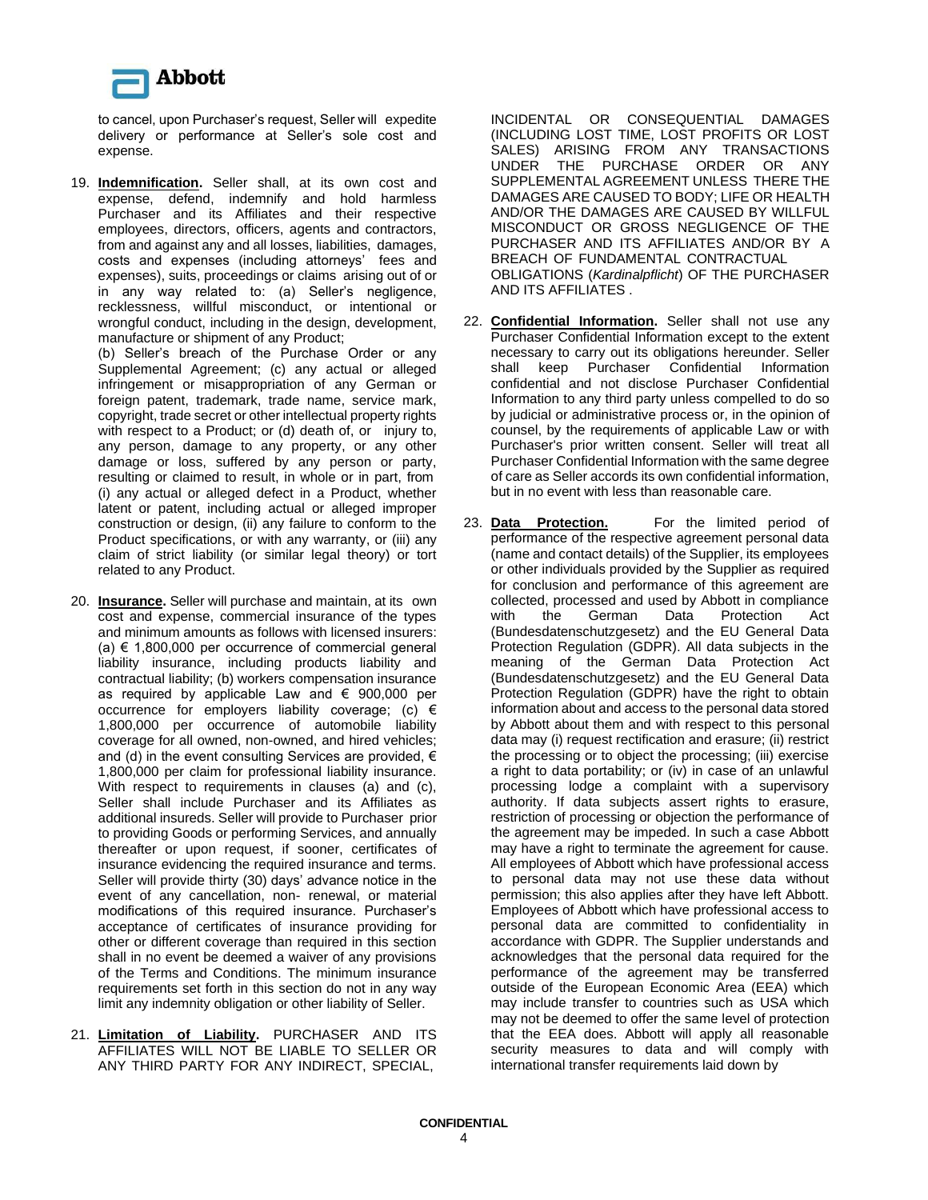to cancel, upon Purchaser's request, Seller will expedite delivery or performance at Seller's sole cost and expense.

19. **Indemnification.** Seller shall, at its own cost and expense, defend, indemnify and hold harmless Purchaser and its Affiliates and their respective employees, directors, officers, agents and contractors, from and against any and all losses, liabilities, damages, costs and expenses (including attorneys' fees and expenses), suits, proceedings or claims arising out of or in any way related to: (a) Seller's negligence, recklessness, willful misconduct, or intentional or wrongful conduct, including in the design, development, manufacture or shipment of any Product;
(b) Seller's breach of the Purchase Order or any Supplemental Agreement; (c) any actual or alleged infringement or misappropriation of any German or foreign patent, trademark, trade name, service mark, copyright, trade secret or other intellectual property rights with respect to a Product; or (d) death of, or injury to, any person, damage to any property, or any other damage or loss, suffered by any person or party, resulting or claimed to result, in whole or in part, from (i) any actual or alleged defect in a Product, whether latent or patent, including actual or alleged improper construction or design, (ii) any failure to conform to the Product specifications, or with any warranty, or (iii) any claim of strict liability (or similar legal theory) or tort related to any Product.

20. **Insurance.** Seller will purchase and maintain, at its own cost and expense, commercial insurance of the types and minimum amounts as follows with licensed insurers: (a) € 1,800,000 per occurrence of commercial general liability insurance, including products liability and contractual liability; (b) workers compensation insurance as required by applicable Law and € 900,000 per occurrence for employers liability coverage; (c) € 1,800,000 per occurrence of automobile liability coverage for all owned, non-owned, and hired vehicles; and (d) in the event consulting Services are provided, € 1,800,000 per claim for professional liability insurance. With respect to requirements in clauses (a) and (c), Seller shall include Purchaser and its Affiliates as additional insureds. Seller will provide to Purchaser prior to providing Goods or performing Services, and annually thereafter or upon request, if sooner, certificates of insurance evidencing the required insurance and terms. Seller will provide thirty (30) days' advance notice in the event of any cancellation, non- renewal, or material modifications of this required insurance. Purchaser's acceptance of certificates of insurance providing for other or different coverage than required in this section shall in no event be deemed a waiver of any provisions of the Terms and Conditions. The minimum insurance requirements set forth in this section do not in any way limit any indemnity obligation or other liability of Seller.

21. **Limitation of Liability.** PURCHASER AND ITS AFFILIATES WILL NOT BE LIABLE TO SELLER OR ANY THIRD PARTY FOR ANY INDIRECT, SPECIAL, INCIDENTAL OR CONSEQUENTIAL DAMAGES (INCLUDING LOST TIME, LOST PROFITS OR LOST SALES) ARISING FROM ANY TRANSACTIONS UNDER THE PURCHASE ORDER OR ANY SUPPLEMENTAL AGREEMENT UNLESS THERE THE DAMAGES ARE CAUSED TO BODY; LIFE OR HEALTH AND/OR THE DAMAGES ARE CAUSED BY WILLFUL MISCONDUCT OR GROSS NEGLIGENCE OF THE PURCHASER AND ITS AFFILIATES AND/OR BY A BREACH OF FUNDAMENTAL CONTRACTUAL OBLIGATIONS (*Kardinalpflicht*) OF THE PURCHASER AND ITS AFFILIATES .

22. **Confidential Information.** Seller shall not use any Purchaser Confidential Information except to the extent necessary to carry out its obligations hereunder. Seller shall keep Purchaser Confidential Information confidential and not disclose Purchaser Confidential Information to any third party unless compelled to do so by judicial or administrative process or, in the opinion of counsel, by the requirements of applicable Law or with Purchaser's prior written consent. Seller will treat all Purchaser Confidential Information with the same degree of care as Seller accords its own confidential information, but in no event with less than reasonable care.

23. **Data Protection.** For the limited period of performance of the respective agreement personal data (name and contact details) of the Supplier, its employees or other individuals provided by the Supplier as required for conclusion and performance of this agreement are collected, processed and used by Abbott in compliance with the German Data Protection Act (Bundesdatenschutzgesetz) and the EU General Data Protection Regulation (GDPR). All data subjects in the meaning of the German Data Protection Act (Bundesdatenschutzgesetz) and the EU General Data Protection Regulation (GDPR) have the right to obtain information about and access to the personal data stored by Abbott about them and with respect to this personal data may (i) request rectification and erasure; (ii) restrict the processing or to object the processing; (iii) exercise a right to data portability; or (iv) in case of an unlawful processing lodge a complaint with a supervisory authority. If data subjects assert rights to erasure, restriction of processing or objection the performance of the agreement may be impeded. In such a case Abbott may have a right to terminate the agreement for cause. All employees of Abbott which have professional access to personal data may not use these data without permission; this also applies after they have left Abbott. Employees of Abbott which have professional access to personal data are committed to confidentiality in accordance with GDPR. The Supplier understands and acknowledges that the personal data required for the performance of the agreement may be transferred outside of the European Economic Area (EEA) which may include transfer to countries such as USA which may not be deemed to offer the same level of protection that the EEA does. Abbott will apply all reasonable security measures to data and will comply with international transfer requirements laid down by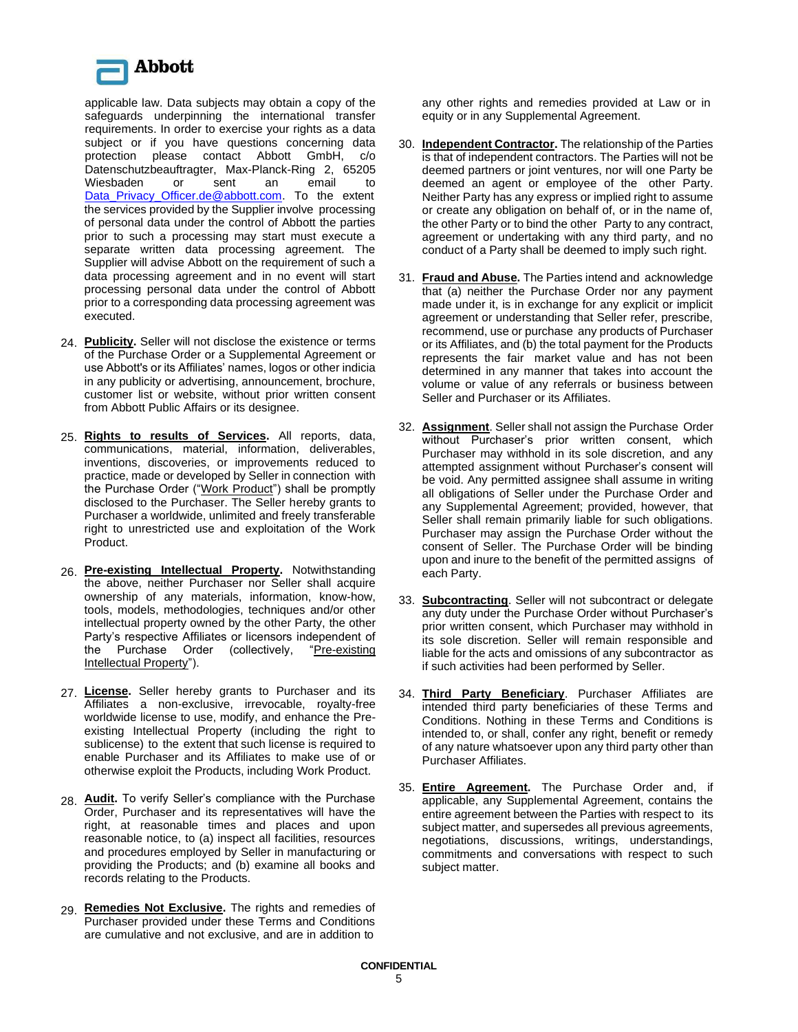applicable law. Data subjects may obtain a copy of the safeguards underpinning the international transfer requirements. In order to exercise your rights as a data subject or if you have questions concerning data protection please contact Abbott GmbH, c/o Datenschutzbeauftragter, Max-Planck-Ring 2, 65205 Wiesbaden or sent an email to Data_Privacy_Officer.de@abbott.com. To the extent the services provided by the Supplier involve processing of personal data under the control of Abbott the parties prior to such a processing may start must execute a separate written data processing agreement. The Supplier will advise Abbott on the requirement of such a data processing agreement and in no event will start processing personal data under the control of Abbott prior to a corresponding data processing agreement was executed.

24. **Publicity.** Seller will not disclose the existence or terms of the Purchase Order or a Supplemental Agreement or use Abbott's or its Affiliates' names, logos or other indicia in any publicity or advertising, announcement, brochure, customer list or website, without prior written consent from Abbott Public Affairs or its designee.

25. **Rights to results of Services.** All reports, data, communications, material, information, deliverables, inventions, discoveries, or improvements reduced to practice, made or developed by Seller in connection with the Purchase Order ("Work Product") shall be promptly disclosed to the Purchaser. The Seller hereby grants to Purchaser a worldwide, unlimited and freely transferable right to unrestricted use and exploitation of the Work Product.

26. **Pre-existing Intellectual Property.** Notwithstanding the above, neither Purchaser nor Seller shall acquire ownership of any materials, information, know-how, tools, models, methodologies, techniques and/or other intellectual property owned by the other Party, the other Party's respective Affiliates or licensors independent of the Purchase Order (collectively, "Pre-existing Intellectual Property").

27. **License.** Seller hereby grants to Purchaser and its Affiliates a non-exclusive, irrevocable, royalty-free worldwide license to use, modify, and enhance the Pre-existing Intellectual Property (including the right to sublicense) to the extent that such license is required to enable Purchaser and its Affiliates to make use of or otherwise exploit the Products, including Work Product.

28. **Audit.** To verify Seller's compliance with the Purchase Order, Purchaser and its representatives will have the right, at reasonable times and places and upon reasonable notice, to (a) inspect all facilities, resources and procedures employed by Seller in manufacturing or providing the Products; and (b) examine all books and records relating to the Products.

29. **Remedies Not Exclusive.** The rights and remedies of Purchaser provided under these Terms and Conditions are cumulative and not exclusive, and are in addition to any other rights and remedies provided at Law or in equity or in any Supplemental Agreement.

30. **Independent Contractor.** The relationship of the Parties is that of independent contractors. The Parties will not be deemed partners or joint ventures, nor will one Party be deemed an agent or employee of the other Party. Neither Party has any express or implied right to assume or create any obligation on behalf of, or in the name of, the other Party or to bind the other Party to any contract, agreement or undertaking with any third party, and no conduct of a Party shall be deemed to imply such right.

31. **Fraud and Abuse.** The Parties intend and acknowledge that (a) neither the Purchase Order nor any payment made under it, is in exchange for any explicit or implicit agreement or understanding that Seller refer, prescribe, recommend, use or purchase any products of Purchaser or its Affiliates, and (b) the total payment for the Products represents the fair market value and has not been determined in any manner that takes into account the volume or value of any referrals or business between Seller and Purchaser or its Affiliates.

32. **Assignment**. Seller shall not assign the Purchase Order without Purchaser's prior written consent, which Purchaser may withhold in its sole discretion, and any attempted assignment without Purchaser's consent will be void. Any permitted assignee shall assume in writing all obligations of Seller under the Purchase Order and any Supplemental Agreement; provided, however, that Seller shall remain primarily liable for such obligations. Purchaser may assign the Purchase Order without the consent of Seller. The Purchase Order will be binding upon and inure to the benefit of the permitted assigns of each Party.

33. **Subcontracting**. Seller will not subcontract or delegate any duty under the Purchase Order without Purchaser's prior written consent, which Purchaser may withhold in its sole discretion. Seller will remain responsible and liable for the acts and omissions of any subcontractor as if such activities had been performed by Seller.

34. **Third Party Beneficiary**. Purchaser Affiliates are intended third party beneficiaries of these Terms and Conditions. Nothing in these Terms and Conditions is intended to, or shall, confer any right, benefit or remedy of any nature whatsoever upon any third party other than Purchaser Affiliates.

35. **Entire Agreement.** The Purchase Order and, if applicable, any Supplemental Agreement, contains the entire agreement between the Parties with respect to its subject matter, and supersedes all previous agreements, negotiations, discussions, writings, understandings, commitments and conversations with respect to such subject matter.

CONFIDENTIAL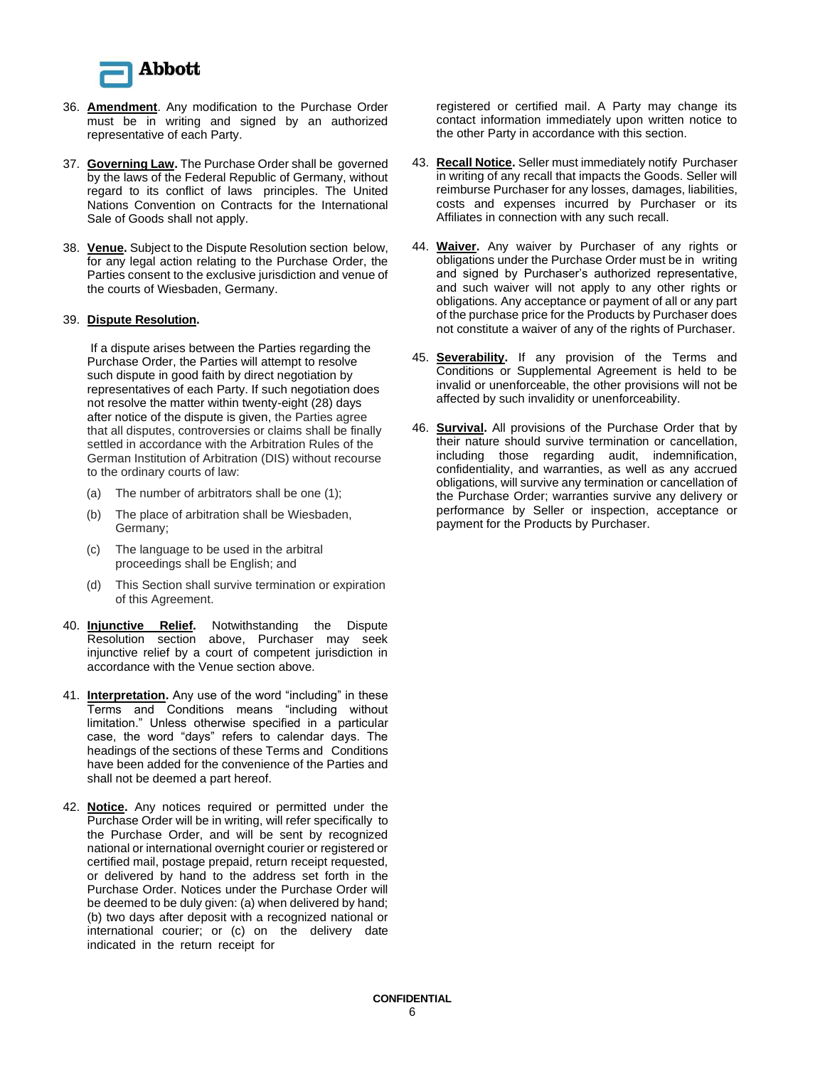36. **Amendment**. Any modification to the Purchase Order must be in writing and signed by an authorized representative of each Party.

37. **Governing Law.** The Purchase Order shall be governed by the laws of the Federal Republic of Germany, without regard to its conflict of laws principles. The United Nations Convention on Contracts for the International Sale of Goods shall not apply.

38. **Venue.** Subject to the Dispute Resolution section below, for any legal action relating to the Purchase Order, the Parties consent to the exclusive jurisdiction and venue of the courts of Wiesbaden, Germany.

39. **Dispute Resolution.**

    If a dispute arises between the Parties regarding the Purchase Order, the Parties will attempt to resolve such dispute in good faith by direct negotiation by representatives of each Party. If such negotiation does not resolve the matter within twenty-eight (28) days after notice of the dispute is given, the Parties agree that all disputes, controversies or claims shall be finally settled in accordance with the Arbitration Rules of the German Institution of Arbitration (DIS) without recourse to the ordinary courts of law:

    (a) The number of arbitrators shall be one (1);

    (b) The place of arbitration shall be Wiesbaden, Germany;

    (c) The language to be used in the arbitral proceedings shall be English; and

    (d) This Section shall survive termination or expiration of this Agreement.

40. **Injunctive Relief.** Notwithstanding the Dispute Resolution section above, Purchaser may seek injunctive relief by a court of competent jurisdiction in accordance with the Venue section above.

41. **Interpretation.** Any use of the word "including" in these Terms and Conditions means "including without limitation." Unless otherwise specified in a particular case, the word "days" refers to calendar days. The headings of the sections of these Terms and Conditions have been added for the convenience of the Parties and shall not be deemed a part hereof.

42. **Notice.** Any notices required or permitted under the Purchase Order will be in writing, will refer specifically to the Purchase Order, and will be sent by recognized national or international overnight courier or registered or certified mail, postage prepaid, return receipt requested, or delivered by hand to the address set forth in the Purchase Order. Notices under the Purchase Order will be deemed to be duly given: (a) when delivered by hand; (b) two days after deposit with a recognized national or international courier; or (c) on the delivery date indicated in the return receipt for registered or certified mail. A Party may change its contact information immediately upon written notice to the other Party in accordance with this section.

43. **Recall Notice.** Seller must immediately notify Purchaser in writing of any recall that impacts the Goods. Seller will reimburse Purchaser for any losses, damages, liabilities, costs and expenses incurred by Purchaser or its Affiliates in connection with any such recall.

44. **Waiver.** Any waiver by Purchaser of any rights or obligations under the Purchase Order must be in writing and signed by Purchaser's authorized representative, and such waiver will not apply to any other rights or obligations. Any acceptance or payment of all or any part of the purchase price for the Products by Purchaser does not constitute a waiver of any of the rights of Purchaser.

45. **Severability.** If any provision of the Terms and Conditions or Supplemental Agreement is held to be invalid or unenforceable, the other provisions will not be affected by such invalidity or unenforceability.

46. **Survival.** All provisions of the Purchase Order that by their nature should survive termination or cancellation, including those regarding audit, indemnification, confidentiality, and warranties, as well as any accrued obligations, will survive any termination or cancellation of the Purchase Order; warranties survive any delivery or performance by Seller or inspection, acceptance or payment for the Products by Purchaser.